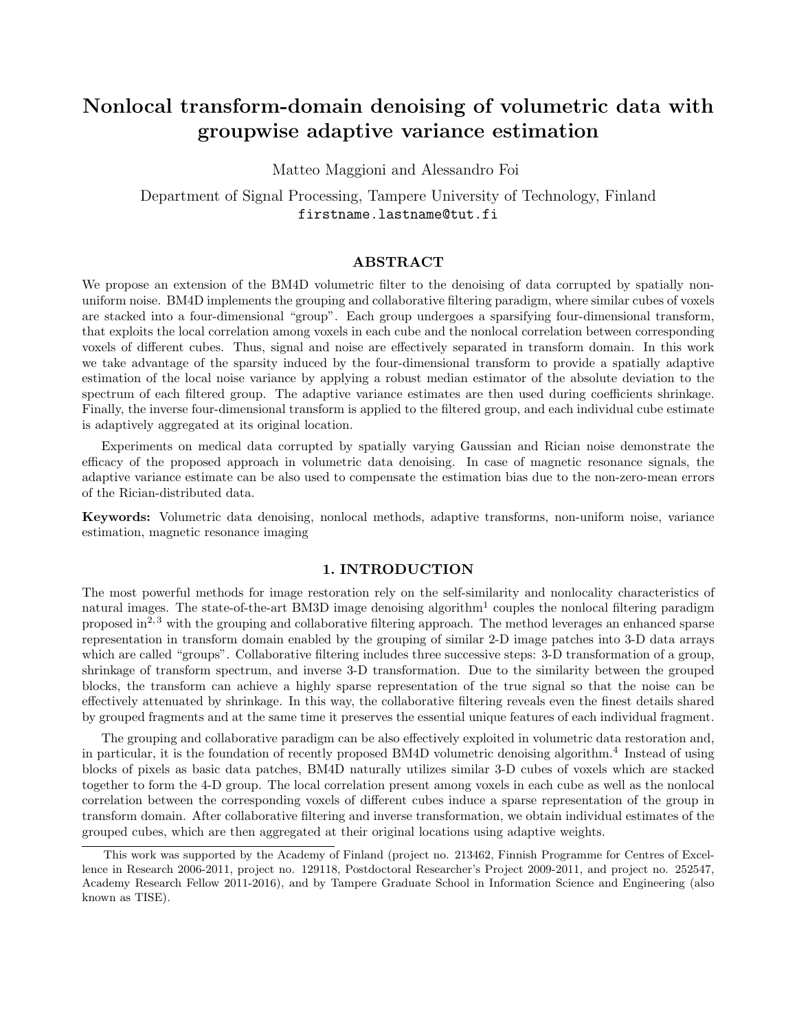# Nonlocal transform-domain denoising of volumetric data with groupwise adaptive variance estimation

Matteo Maggioni and Alessandro Foi

Department of Signal Processing, Tampere University of Technology, Finland
firstname.lastname@tut.fi

## ABSTRACT

We propose an extension of the BM4D volumetric filter to the denoising of data corrupted by spatially nonuniform noise. BM4D implements the grouping and collaborative filtering paradigm, where similar cubes of voxels are stacked into a four-dimensional "group". Each group undergoes a sparsifying four-dimensional transform, that exploits the local correlation among voxels in each cube and the nonlocal correlation between corresponding voxels of different cubes. Thus, signal and noise are effectively separated in transform domain. In this work we take advantage of the sparsity induced by the four-dimensional transform to provide a spatially adaptive estimation of the local noise variance by applying a robust median estimator of the absolute deviation to the spectrum of each filtered group. The adaptive variance estimates are then used during coefficients shrinkage. Finally, the inverse four-dimensional transform is applied to the filtered group, and each individual cube estimate is adaptively aggregated at its original location.

Experiments on medical data corrupted by spatially varying Gaussian and Rician noise demonstrate the efficacy of the proposed approach in volumetric data denoising. In case of magnetic resonance signals, the adaptive variance estimate can be also used to compensate the estimation bias due to the non-zero-mean errors of the Rician-distributed data.

**Keywords:** Volumetric data denoising, nonlocal methods, adaptive transforms, non-uniform noise, variance estimation, magnetic resonance imaging

## 1. INTRODUCTION

The most powerful methods for image restoration rely on the self-similarity and nonlocality characteristics of natural images. The state-of-the-art BM3D image denoising algorithm[1] couples the nonlocal filtering paradigm proposed in[2,3] with the grouping and collaborative filtering approach. The method leverages an enhanced sparse representation in transform domain enabled by the grouping of similar 2-D image patches into 3-D data arrays which are called "groups". Collaborative filtering includes three successive steps: 3-D transformation of a group, shrinkage of transform spectrum, and inverse 3-D transformation. Due to the similarity between the grouped blocks, the transform can achieve a highly sparse representation of the true signal so that the noise can be effectively attenuated by shrinkage. In this way, the collaborative filtering reveals even the finest details shared by grouped fragments and at the same time it preserves the essential unique features of each individual fragment.

The grouping and collaborative paradigm can be also effectively exploited in volumetric data restoration and, in particular, it is the foundation of recently proposed BM4D volumetric denoising algorithm.[4] Instead of using blocks of pixels as basic data patches, BM4D naturally utilizes similar 3-D cubes of voxels which are stacked together to form the 4-D group. The local correlation present among voxels in each cube as well as the nonlocal correlation between the corresponding voxels of different cubes induce a sparse representation of the group in transform domain. After collaborative filtering and inverse transformation, we obtain individual estimates of the grouped cubes, which are then aggregated at their original locations using adaptive weights.

---

This work was supported by the Academy of Finland (project no. 213462, Finnish Programme for Centres of Excellence in Research 2006-2011, project no. 129118, Postdoctoral Researcher's Project 2009-2011, and project no. 252547, Academy Research Fellow 2011-2016), and by Tampere Graduate School in Information Science and Engineering (also known as TISE).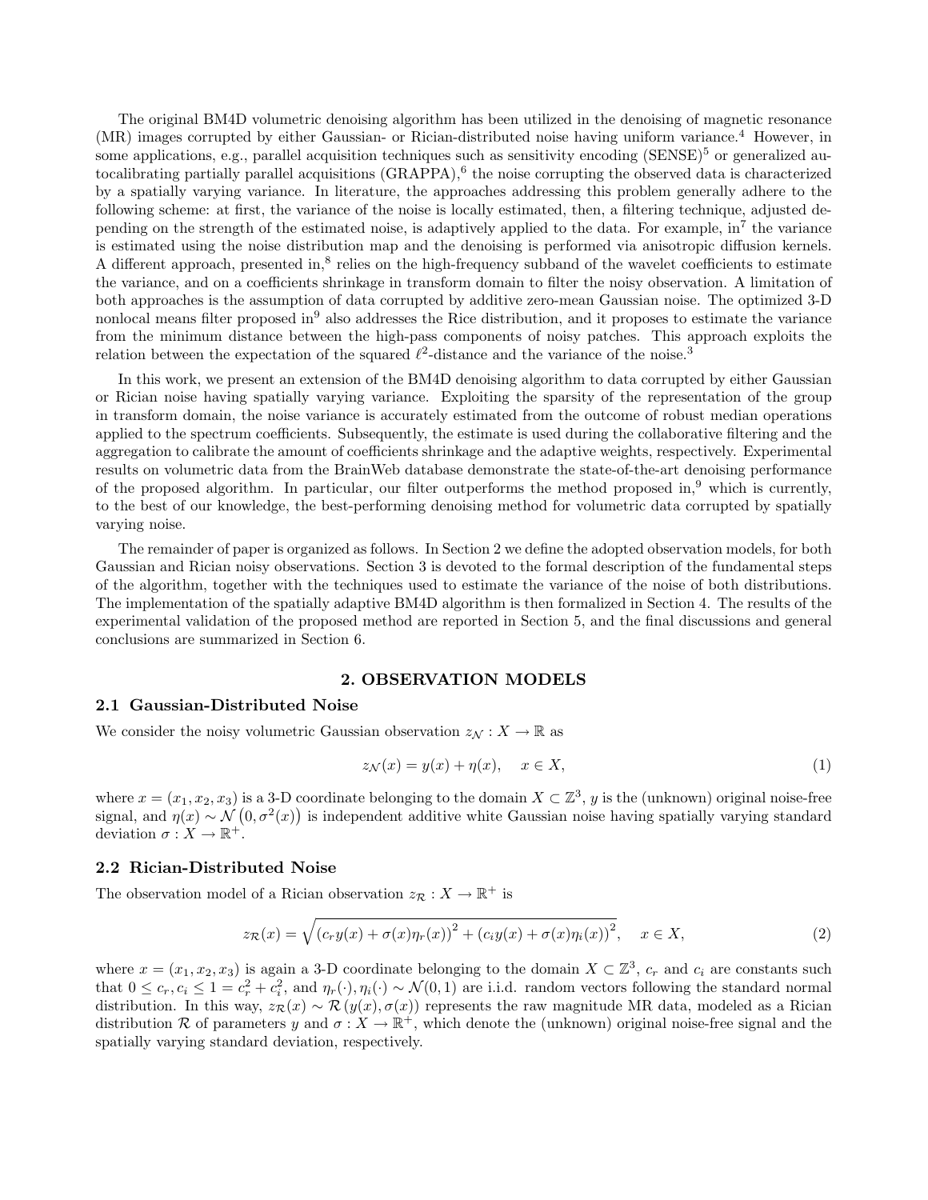The original BM4D volumetric denoising algorithm has been utilized in the denoising of magnetic resonance (MR) images corrupted by either Gaussian- or Rician-distributed noise having uniform variance.[4] However, in some applications, e.g., parallel acquisition techniques such as sensitivity encoding (SENSE)[5] or generalized autocalibrating partially parallel acquisitions (GRAPPA),[6] the noise corrupting the observed data is characterized by a spatially varying variance. In literature, the approaches addressing this problem generally adhere to the following scheme: at first, the variance of the noise is locally estimated, then, a filtering technique, adjusted depending on the strength of the estimated noise, is adaptively applied to the data. For example, in[7] the variance is estimated using the noise distribution map and the denoising is performed via anisotropic diffusion kernels. A different approach, presented in,[8] relies on the high-frequency subband of the wavelet coefficients to estimate the variance, and on a coefficients shrinkage in transform domain to filter the noisy observation. A limitation of both approaches is the assumption of data corrupted by additive zero-mean Gaussian noise. The optimized 3-D nonlocal means filter proposed in[9] also addresses the Rice distribution, and it proposes to estimate the variance from the minimum distance between the high-pass components of noisy patches. This approach exploits the relation between the expectation of the squared $\ell^2$-distance and the variance of the noise.[3]

In this work, we present an extension of the BM4D denoising algorithm to data corrupted by either Gaussian or Rician noise having spatially varying variance. Exploiting the sparsity of the representation of the group in transform domain, the noise variance is accurately estimated from the outcome of robust median operations applied to the spectrum coefficients. Subsequently, the estimate is used during the collaborative filtering and the aggregation to calibrate the amount of coefficients shrinkage and the adaptive weights, respectively. Experimental results on volumetric data from the BrainWeb database demonstrate the state-of-the-art denoising performance of the proposed algorithm. In particular, our filter outperforms the method proposed in,[9] which is currently, to the best of our knowledge, the best-performing denoising method for volumetric data corrupted by spatially varying noise.

The remainder of paper is organized as follows. In Section 2 we define the adopted observation models, for both Gaussian and Rician noisy observations. Section 3 is devoted to the formal description of the fundamental steps of the algorithm, together with the techniques used to estimate the variance of the noise of both distributions. The implementation of the spatially adaptive BM4D algorithm is then formalized in Section 4. The results of the experimental validation of the proposed method are reported in Section 5, and the final discussions and general conclusions are summarized in Section 6.

## 2. OBSERVATION MODELS

### 2.1 Gaussian-Distributed Noise

We consider the noisy volumetric Gaussian observation $z_{\mathcal{N}} : X \to \mathbb{R}$ as

$$z_{\mathcal{N}}(x) = y(x) + \eta(x), \quad x \in X, \tag{1}$$

where $x = (x_1, x_2, x_3)$ is a 3-D coordinate belonging to the domain $X \subset \mathbb{Z}^3$, $y$ is the (unknown) original noise-free signal, and $\eta(x) \sim \mathcal{N}\left(0, \sigma^2(x)\right)$ is independent additive white Gaussian noise having spatially varying standard deviation $\sigma : X \to \mathbb{R}^+$.

### 2.2 Rician-Distributed Noise

The observation model of a Rician observation $z_{\mathcal{R}} : X \to \mathbb{R}^+$ is

$$z_{\mathcal{R}}(x) = \sqrt{\left(c_r y(x) + \sigma(x)\eta_r(x)\right)^2 + \left(c_i y(x) + \sigma(x)\eta_i(x)\right)^2}, \quad x \in X, \tag{2}$$

where $x = (x_1, x_2, x_3)$ is again a 3-D coordinate belonging to the domain $X \subset \mathbb{Z}^3$, $c_r$ and $c_i$ are constants such that $0 \leq c_r, c_i \leq 1 = c_r^2 + c_i^2$, and $\eta_r(\cdot), \eta_i(\cdot) \sim \mathcal{N}(0, 1)$ are i.i.d. random vectors following the standard normal distribution. In this way, $z_{\mathcal{R}}(x) \sim \mathcal{R}\left(y(x), \sigma(x)\right)$ represents the raw magnitude MR data, modeled as a Rician distribution $\mathcal{R}$ of parameters $y$ and $\sigma : X \to \mathbb{R}^+$, which denote the (unknown) original noise-free signal and the spatially varying standard deviation, respectively.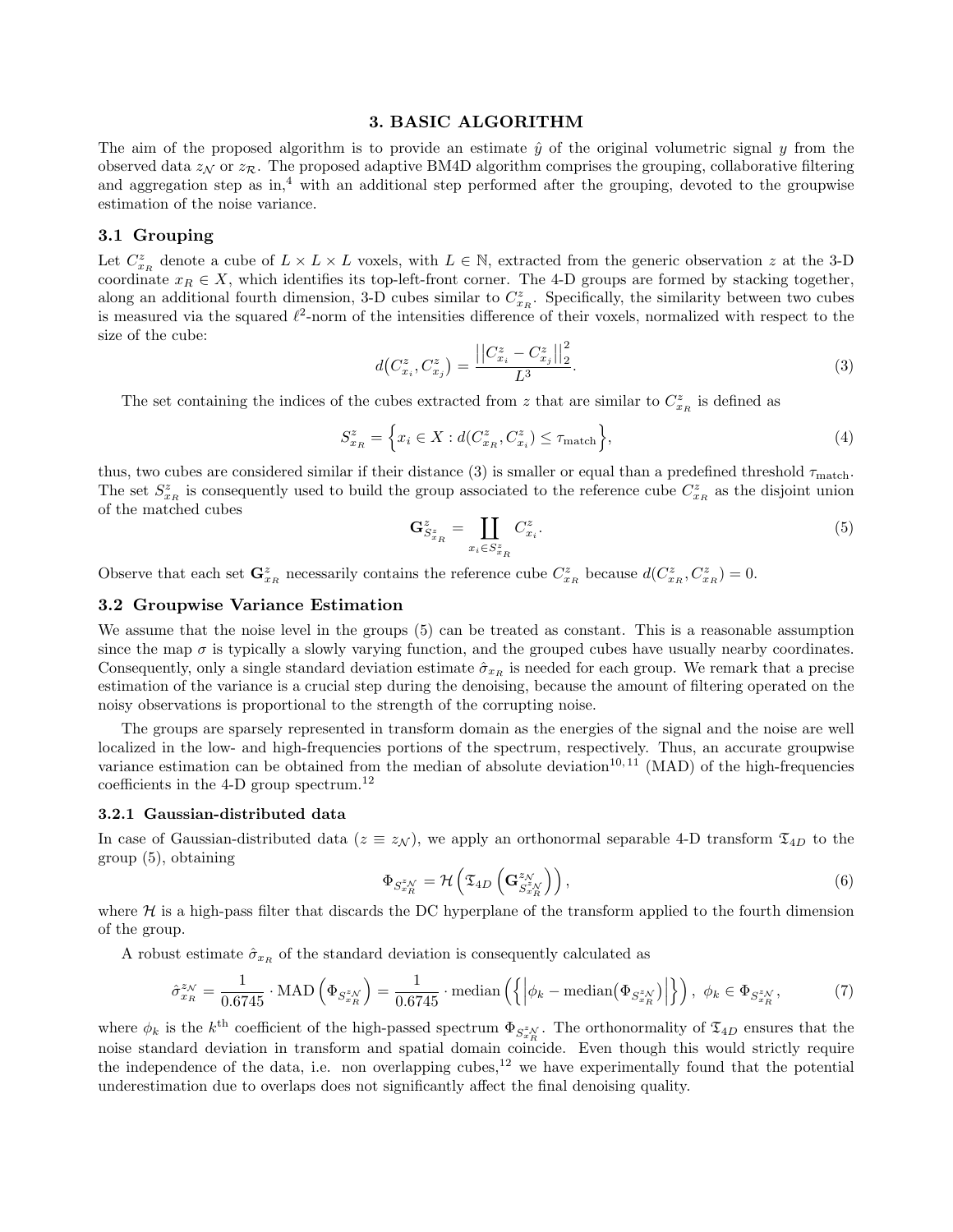## 3. BASIC ALGORITHM

The aim of the proposed algorithm is to provide an estimate $\hat{y}$ of the original volumetric signal $y$ from the observed data $z_{\mathcal{N}}$ or $z_{\mathcal{R}}$. The proposed adaptive BM4D algorithm comprises the grouping, collaborative filtering and aggregation step as in,[4] with an additional step performed after the grouping, devoted to the groupwise estimation of the noise variance.

### 3.1 Grouping

Let $C^z_{x_R}$ denote a cube of $L \times L \times L$ voxels, with $L \in \mathbb{N}$, extracted from the generic observation $z$ at the 3-D coordinate $x_R \in X$, which identifies its top-left-front corner. The 4-D groups are formed by stacking together, along an additional fourth dimension, 3-D cubes similar to $C^z_{x_R}$. Specifically, the similarity between two cubes is measured via the squared $\ell^2$-norm of the intensities difference of their voxels, normalized with respect to the size of the cube:

$$d\big(C^z_{x_i}, C^z_{x_j}\big) = \frac{\big|\big|C^z_{x_i} - C^z_{x_j}\big|\big|_2^2}{L^3}. \tag{3}$$

The set containing the indices of the cubes extracted from $z$ that are similar to $C^z_{x_R}$ is defined as

$$S^z_{x_R} = \Big\{x_i \in X : d(C^z_{x_R}, C^z_{x_i}) \le \tau_{\text{match}}\Big\}, \tag{4}$$

thus, two cubes are considered similar if their distance (3) is smaller or equal than a predefined threshold $\tau_{\text{match}}$. The set $S^z_{x_R}$ is consequently used to build the group associated to the reference cube $C^z_{x_R}$ as the disjoint union of the matched cubes

$$\mathbf{G}^z_{S^z_{x_R}} = \coprod_{x_i \in S^z_{x_R}} C^z_{x_i}. \tag{5}$$

Observe that each set $\mathbf{G}^z_{x_R}$ necessarily contains the reference cube $C^z_{x_R}$ because $d(C^z_{x_R}, C^z_{x_R}) = 0$.

### 3.2 Groupwise Variance Estimation

We assume that the noise level in the groups (5) can be treated as constant. This is a reasonable assumption since the map $\sigma$ is typically a slowly varying function, and the grouped cubes have usually nearby coordinates. Consequently, only a single standard deviation estimate $\hat{\sigma}_{x_R}$ is needed for each group. We remark that a precise estimation of the variance is a crucial step during the denoising, because the amount of filtering operated on the noisy observations is proportional to the strength of the corrupting noise.

The groups are sparsely represented in transform domain as the energies of the signal and the noise are well localized in the low- and high-frequencies portions of the spectrum, respectively. Thus, an accurate groupwise variance estimation can be obtained from the median of absolute deviation[10,11] (MAD) of the high-frequencies coefficients in the 4-D group spectrum.[12]

#### 3.2.1 Gaussian-distributed data

In case of Gaussian-distributed data ($z \equiv z_{\mathcal{N}}$), we apply an orthonormal separable 4-D transform $\mathfrak{T}_{4D}$ to the group (5), obtaining

$$\Phi_{S^{z_{\mathcal{N}}}_{x_R}} = \mathcal{H}\left(\mathfrak{T}_{4D}\left(\mathbf{G}^{z_{\mathcal{N}}}_{S^{z_{\mathcal{N}}}_{x_R}}\right)\right), \tag{6}$$

where $\mathcal{H}$ is a high-pass filter that discards the DC hyperplane of the transform applied to the fourth dimension of the group.

A robust estimate $\hat{\sigma}_{x_R}$ of the standard deviation is consequently calculated as

$$\hat{\sigma}^{z_{\mathcal{N}}}_{x_R} = \frac{1}{0.6745} \cdot \text{MAD}\left(\Phi_{S^{z_{\mathcal{N}}}_{x_R}}\right) = \frac{1}{0.6745} \cdot \text{median}\left(\left\{\left|\phi_k - \text{median}\big(\Phi_{S^{z_{\mathcal{N}}}_{x_R}}\big)\right|\right\}\right), \ \phi_k \in \Phi_{S^{z_{\mathcal{N}}}_{x_R}}, \tag{7}$$

where $\phi_k$ is the $k^{\text{th}}$ coefficient of the high-passed spectrum $\Phi_{S^{z_{\mathcal{N}}}_{x_R}}$. The orthonormality of $\mathfrak{T}_{4D}$ ensures that the noise standard deviation in transform and spatial domain coincide. Even though this would strictly require the independence of the data, i.e. non overlapping cubes,[12] we have experimentally found that the potential underestimation due to overlaps does not significantly affect the final denoising quality.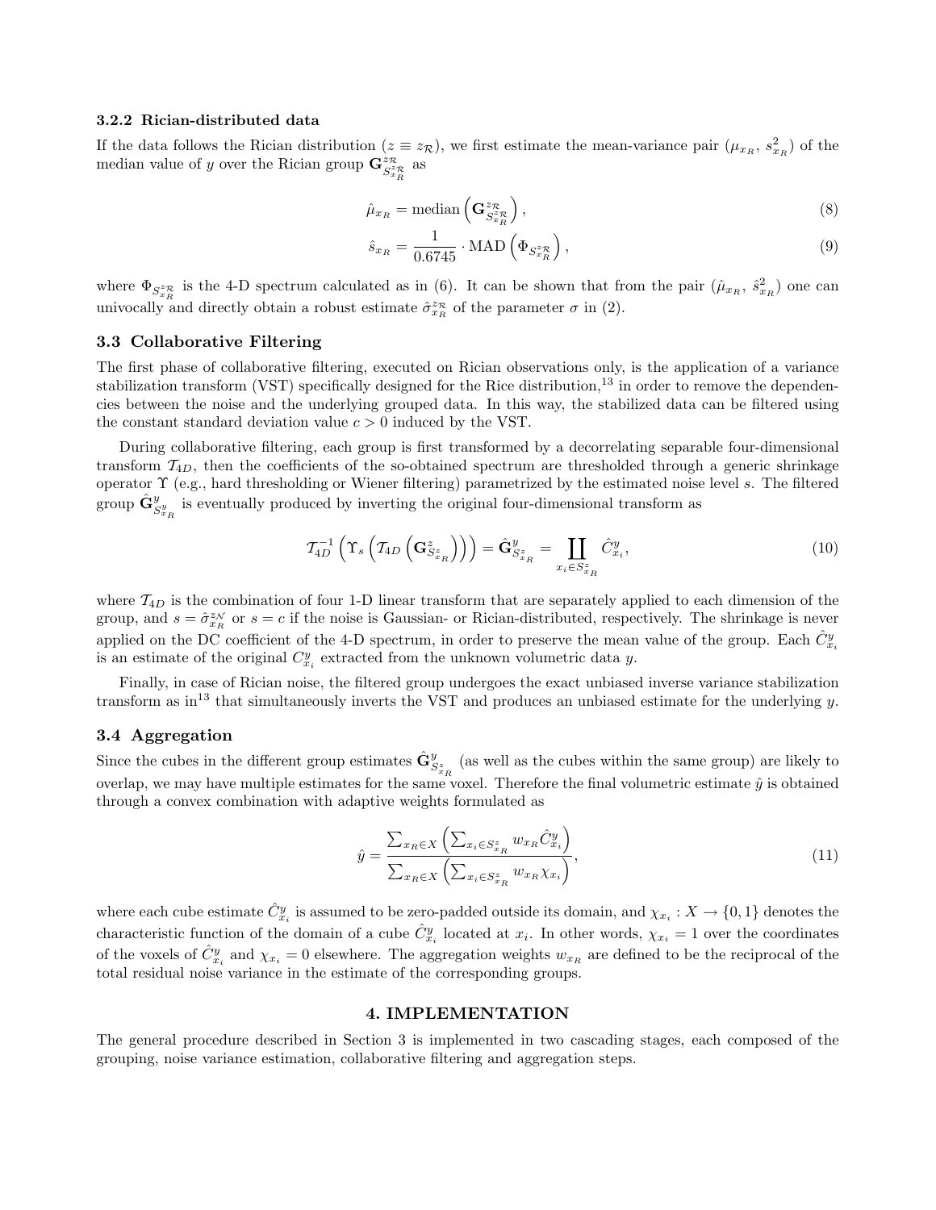#### 3.2.2 Rician-distributed data

If the data follows the Rician distribution ($z \equiv z_{\mathcal{R}}$), we first estimate the mean-variance pair ($\mu_{x_R}$, $s^2_{x_R}$) of the median value of $y$ over the Rician group $\mathbf{G}^{z_{\mathcal{R}}}_{S^{z_{\mathcal{R}}}_{x_R}}$ as

$$\hat{\mu}_{x_R} = \text{median}\left(\mathbf{G}^{z_{\mathcal{R}}}_{S^{z_{\mathcal{R}}}_{x_R}}\right), \tag{8}$$

$$\hat{s}_{x_R} = \frac{1}{0.6745} \cdot \text{MAD}\left(\Phi_{S^{z_{\mathcal{R}}}_{x_R}}\right), \tag{9}$$

where $\Phi_{S^{z_{\mathcal{R}}}_{x_R}}$ is the 4-D spectrum calculated as in (6). It can be shown that from the pair ($\hat{\mu}_{x_R}$, $\hat{s}^2_{x_R}$) one can univocally and directly obtain a robust estimate $\hat{\sigma}^{z_{\mathcal{R}}}_{x_R}$ of the parameter $\sigma$ in (2).

### 3.3 Collaborative Filtering

The first phase of collaborative filtering, executed on Rician observations only, is the application of a variance stabilization transform (VST) specifically designed for the Rice distribution,[13] in order to remove the dependencies between the noise and the underlying grouped data. In this way, the stabilized data can be filtered using the constant standard deviation value $c > 0$ induced by the VST.

During collaborative filtering, each group is first transformed by a decorrelating separable four-dimensional transform $\mathcal{T}_{4D}$, then the coefficients of the so-obtained spectrum are thresholded through a generic shrinkage operator $\Upsilon$ (e.g., hard thresholding or Wiener filtering) parametrized by the estimated noise level $s$. The filtered group $\hat{\mathbf{G}}^y_{S^y_{x_R}}$ is eventually produced by inverting the original four-dimensional transform as

$$\mathcal{T}^{-1}_{4D}\left(\Upsilon_s\left(\mathcal{T}_{4D}\left(\mathbf{G}^z_{S^z_{x_R}}\right)\right)\right) = \hat{\mathbf{G}}^y_{S^z_{x_R}} = \coprod_{x_i \in S^z_{x_R}} \hat{C}^y_{x_i}, \tag{10}$$

where $\mathcal{T}_{4D}$ is the combination of four 1-D linear transform that are separately applied to each dimension of the group, and $s = \hat{\sigma}^{z_{\mathcal{N}}}_{x_R}$ or $s = c$ if the noise is Gaussian- or Rician-distributed, respectively. The shrinkage is never applied on the DC coefficient of the 4-D spectrum, in order to preserve the mean value of the group. Each $\hat{C}^y_{x_i}$ is an estimate of the original $C^y_{x_i}$ extracted from the unknown volumetric data $y$.

Finally, in case of Rician noise, the filtered group undergoes the exact unbiased inverse variance stabilization transform as in[13] that simultaneously inverts the VST and produces an unbiased estimate for the underlying $y$.

### 3.4 Aggregation

Since the cubes in the different group estimates $\hat{\mathbf{G}}^y_{S^z_{x_R}}$ (as well as the cubes within the same group) are likely to overlap, we may have multiple estimates for the same voxel. Therefore the final volumetric estimate $\hat{y}$ is obtained through a convex combination with adaptive weights formulated as

$$\hat{y} = \frac{\sum_{x_R \in X}\left(\sum_{x_i \in S^z_{x_R}} w_{x_R} \hat{C}^y_{x_i}\right)}{\sum_{x_R \in X}\left(\sum_{x_i \in S^z_{x_R}} w_{x_R} \chi_{x_i}\right)}, \tag{11}$$

where each cube estimate $\hat{C}^y_{x_i}$ is assumed to be zero-padded outside its domain, and $\chi_{x_i} : X \to \{0, 1\}$ denotes the characteristic function of the domain of a cube $\hat{C}^y_{x_i}$ located at $x_i$. In other words, $\chi_{x_i} = 1$ over the coordinates of the voxels of $\hat{C}^y_{x_i}$ and $\chi_{x_i} = 0$ elsewhere. The aggregation weights $w_{x_R}$ are defined to be the reciprocal of the total residual noise variance in the estimate of the corresponding groups.

## 4. IMPLEMENTATION

The general procedure described in Section 3 is implemented in two cascading stages, each composed of the grouping, noise variance estimation, collaborative filtering and aggregation steps.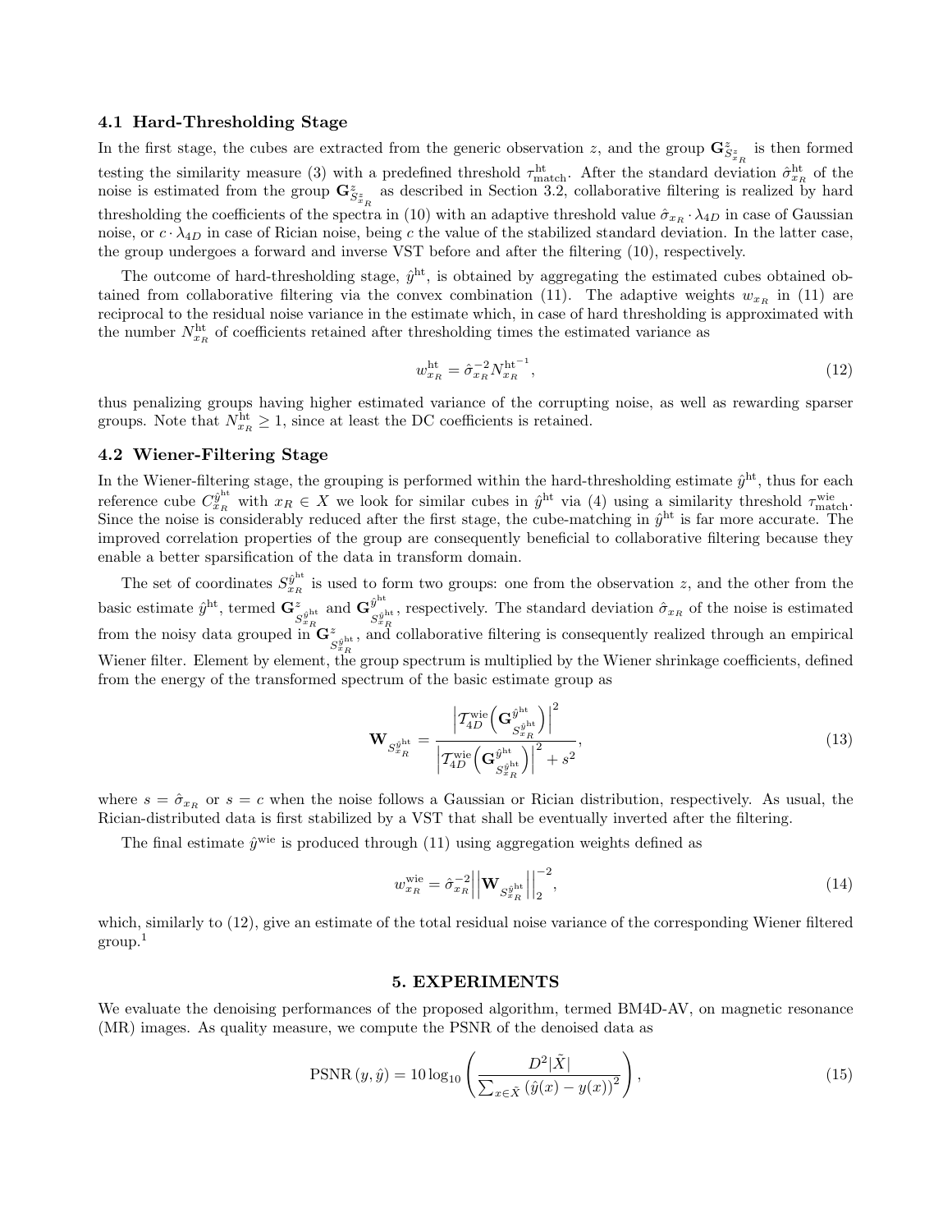### 4.1 Hard-Thresholding Stage

In the first stage, the cubes are extracted from the generic observation $z$, and the group $\mathbf{G}^{z}_{S^{z}_{x_R}}$ is then formed testing the similarity measure (3) with a predefined threshold $\tau^{\mathrm{ht}}_{\mathrm{match}}$. After the standard deviation $\hat{\sigma}^{\mathrm{ht}}_{x_R}$ of the noise is estimated from the group $\mathbf{G}^{z}_{S^{z}_{x_R}}$ as described in Section 3.2, collaborative filtering is realized by hard thresholding the coefficients of the spectra in (10) with an adaptive threshold value $\hat{\sigma}_{x_R} \cdot \lambda_{4D}$ in case of Gaussian noise, or $c \cdot \lambda_{4D}$ in case of Rician noise, being $c$ the value of the stabilized standard deviation. In the latter case, the group undergoes a forward and inverse VST before and after the filtering (10), respectively.

The outcome of hard-thresholding stage, $\hat{y}^{\mathrm{ht}}$, is obtained by aggregating the estimated cubes obtained obtained from collaborative filtering via the convex combination (11). The adaptive weights $w_{x_R}$ in (11) are reciprocal to the residual noise variance in the estimate which, in case of hard thresholding is approximated with the number $N^{\mathrm{ht}}_{x_R}$ of coefficients retained after thresholding times the estimated variance as

$$w^{\mathrm{ht}}_{x_R} = \hat{\sigma}^{-2}_{x_R} {N^{\mathrm{ht}}_{x_R}}^{-1}, \tag{12}$$

thus penalizing groups having higher estimated variance of the corrupting noise, as well as rewarding sparser groups. Note that $N^{\mathrm{ht}}_{x_R} \geq 1$, since at least the DC coefficients is retained.

### 4.2 Wiener-Filtering Stage

In the Wiener-filtering stage, the grouping is performed within the hard-thresholding estimate $\hat{y}^{\mathrm{ht}}$, thus for each reference cube $C^{\hat{y}^{\mathrm{ht}}}_{x_R}$ with $x_R \in X$ we look for similar cubes in $\hat{y}^{\mathrm{ht}}$ via (4) using a similarity threshold $\tau^{\mathrm{wie}}_{\mathrm{match}}$. Since the noise is considerably reduced after the first stage, the cube-matching in $\hat{y}^{\mathrm{ht}}$ is far more accurate. The improved correlation properties of the group are consequently beneficial to collaborative filtering because they enable a better sparsification of the data in transform domain.

The set of coordinates $S^{\hat{y}^{\mathrm{ht}}}_{x_R}$ is used to form two groups: one from the observation $z$, and the other from the basic estimate $\hat{y}^{\mathrm{ht}}$, termed $\mathbf{G}^{z}_{S^{\hat{y}^{\mathrm{ht}}}_{x_R}}$ and $\mathbf{G}^{\hat{y}^{\mathrm{ht}}}_{S^{\hat{y}^{\mathrm{ht}}}_{x_R}}$, respectively. The standard deviation $\hat{\sigma}_{x_R}$ of the noise is estimated from the noisy data grouped in $\mathbf{G}^{z}_{S^{\hat{y}^{\mathrm{ht}}}_{x_R}}$, and collaborative filtering is consequently realized through an empirical Wiener filter. Element by element, the group spectrum is multiplied by the Wiener shrinkage coefficients, defined from the energy of the transformed spectrum of the basic estimate group as

$$\mathbf{W}_{S^{\hat{y}^{\mathrm{ht}}}_{x_R}} = \frac{\left|\mathcal{T}^{\mathrm{wie}}_{4D}\left(\mathbf{G}^{\hat{y}^{\mathrm{ht}}}_{S^{\hat{y}^{\mathrm{ht}}}_{x_R}}\right)\right|^2}{\left|\mathcal{T}^{\mathrm{wie}}_{4D}\left(\mathbf{G}^{\hat{y}^{\mathrm{ht}}}_{S^{\hat{y}^{\mathrm{ht}}}_{x_R}}\right)\right|^2 + s^2}, \tag{13}$$

where $s = \hat{\sigma}_{x_R}$ or $s = c$ when the noise follows a Gaussian or Rician distribution, respectively. As usual, the Rician-distributed data is first stabilized by a VST that shall be eventually inverted after the filtering.

The final estimate $\hat{y}^{\mathrm{wie}}$ is produced through (11) using aggregation weights defined as

$$w^{\mathrm{wie}}_{x_R} = \hat{\sigma}^{-2}_{x_R} \left|\left|\mathbf{W}_{S^{\hat{y}^{\mathrm{ht}}}_{x_R}}\right|\right|_2^{-2}, \tag{14}$$

which, similarly to (12), give an estimate of the total residual noise variance of the corresponding Wiener filtered group.[1]

## 5. EXPERIMENTS

We evaluate the denoising performances of the proposed algorithm, termed BM4D-AV, on magnetic resonance (MR) images. As quality measure, we compute the PSNR of the denoised data as

$$\mathrm{PSNR}\left(y, \hat{y}\right) = 10 \log_{10} \left( \frac{D^2 |\tilde{X}|}{\sum_{x \in \tilde{X}} \left(\hat{y}(x) - y(x)\right)^2} \right), \tag{15}$$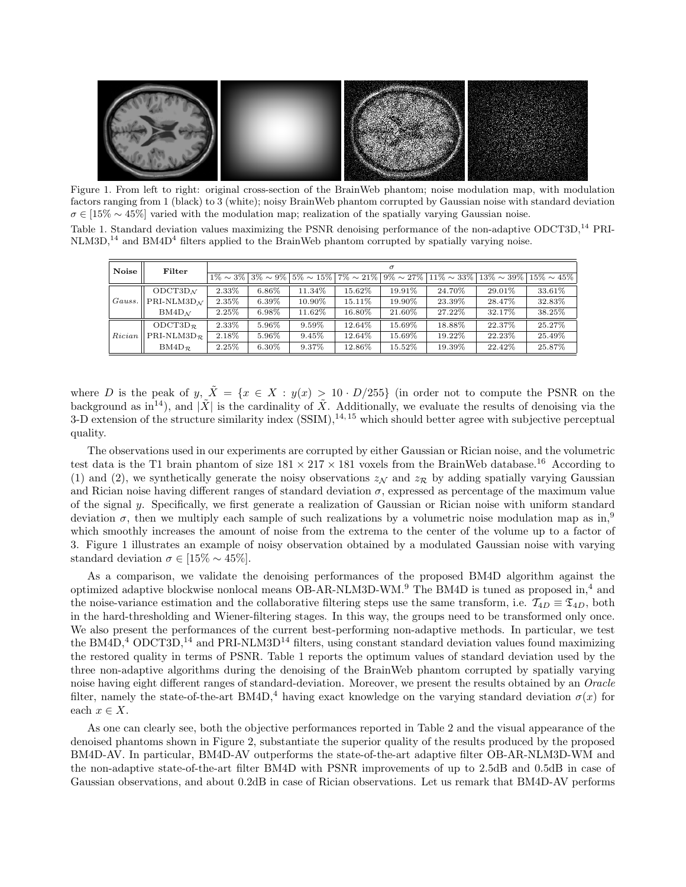Figure 1. From left to right: original cross-section of the BrainWeb phantom; noise modulation map, with modulation factors ranging from 1 (black) to 3 (white); noisy BrainWeb phantom corrupted by Gaussian noise with standard deviation $\sigma \in [15\% \sim 45\%]$ varied with the modulation map; realization of the spatially varying Gaussian noise.

Table 1. Standard deviation values maximizing the PSNR denoising performance of the non-adaptive ODCT3D,[14] PRI-NLM3D,[14] and BM4D[4] filters applied to the BrainWeb phantom corrupted by spatially varying noise.

| Noise | Filter | $\sigma$ | | | | | | | |
|---|---|---|---|---|---|---|---|---|---|
| | | $1\% \sim 3\%$ | $3\% \sim 9\%$ | $5\% \sim 15\%$ | $7\% \sim 21\%$ | $9\% \sim 27\%$ | $11\% \sim 33\%$ | $13\% \sim 39\%$ | $15\% \sim 45\%$ |
| *Gauss.* | ODCT3D$_{\mathcal{N}}$ | 2.33% | 6.86% | 11.34% | 15.62% | 19.91% | 24.70% | 29.01% | 33.61% |
| | PRI-NLM3D$_{\mathcal{N}}$ | 2.35% | 6.39% | 10.90% | 15.11% | 19.90% | 23.39% | 28.47% | 32.83% |
| | BM4D$_{\mathcal{N}}$ | 2.25% | 6.98% | 11.62% | 16.80% | 21.60% | 27.22% | 32.17% | 38.25% |
| *Rician* | ODCT3D$_{\mathcal{R}}$ | 2.33% | 5.96% | 9.59% | 12.64% | 15.69% | 18.88% | 22.37% | 25.27% |
| | PRI-NLM3D$_{\mathcal{R}}$ | 2.18% | 5.96% | 9.45% | 12.64% | 15.69% | 19.22% | 22.23% | 25.49% |
| | BM4D$_{\mathcal{R}}$ | 2.25% | 6.30% | 9.37% | 12.86% | 15.52% | 19.39% | 22.42% | 25.87% |

where $D$ is the peak of $y$, $\tilde{X} = \{x \in X : y(x) > 10 \cdot D/255\}$ (in order not to compute the PSNR on the background as in[14]), and $|\tilde{X}|$ is the cardinality of $\tilde{X}$. Additionally, we evaluate the results of denoising via the 3-D extension of the structure similarity index (SSIM),[14,15] which should better agree with subjective perceptual quality.

The observations used in our experiments are corrupted by either Gaussian or Rician noise, and the volumetric test data is the T1 brain phantom of size $181 \times 217 \times 181$ voxels from the BrainWeb database.[16] According to (1) and (2), we synthetically generate the noisy observations $z_{\mathcal{N}}$ and $z_{\mathcal{R}}$ by adding spatially varying Gaussian and Rician noise having different ranges of standard deviation $\sigma$, expressed as percentage of the maximum value of the signal $y$. Specifically, we first generate a realization of Gaussian or Rician noise with uniform standard deviation $\sigma$, then we multiply each sample of such realizations by a volumetric noise modulation map as in,[9] which smoothly increases the amount of noise from the extrema to the center of the volume up to a factor of 3. Figure 1 illustrates an example of noisy observation obtained by a modulated Gaussian noise with varying standard deviation $\sigma \in [15\% \sim 45\%]$.

As a comparison, we validate the denoising performances of the proposed BM4D algorithm against the optimized adaptive blockwise nonlocal means OB-AR-NLM3D-WM.[9] The BM4D is tuned as proposed in,[4] and the noise-variance estimation and the collaborative filtering steps use the same transform, i.e. $\mathcal{T}_{4D} \equiv \mathfrak{T}_{4D}$, both in the hard-thresholding and Wiener-filtering stages. In this way, the groups need to be transformed only once. We also present the performances of the current best-performing non-adaptive methods. In particular, we test the BM4D,[4] ODCT3D,[14] and PRI-NLM3D[14] filters, using constant standard deviation values found maximizing the restored quality in terms of PSNR. Table 1 reports the optimum values of standard deviation used by the three non-adaptive algorithms during the denoising of the BrainWeb phantom corrupted by spatially varying noise having eight different ranges of standard-deviation. Moreover, we present the results obtained by an *Oracle* filter, namely the state-of-the-art BM4D,[4] having exact knowledge on the varying standard deviation $\sigma(x)$ for each $x \in X$.

As one can clearly see, both the objective performances reported in Table 2 and the visual appearance of the denoised phantoms shown in Figure 2, substantiate the superior quality of the results produced by the proposed BM4D-AV. In particular, BM4D-AV outperforms the state-of-the-art adaptive filter OB-AR-NLM3D-WM and the non-adaptive state-of-the-art filter BM4D with PSNR improvements of up to 2.5dB and 0.5dB in case of Gaussian observations, and about 0.2dB in case of Rician observations. Let us remark that BM4D-AV performs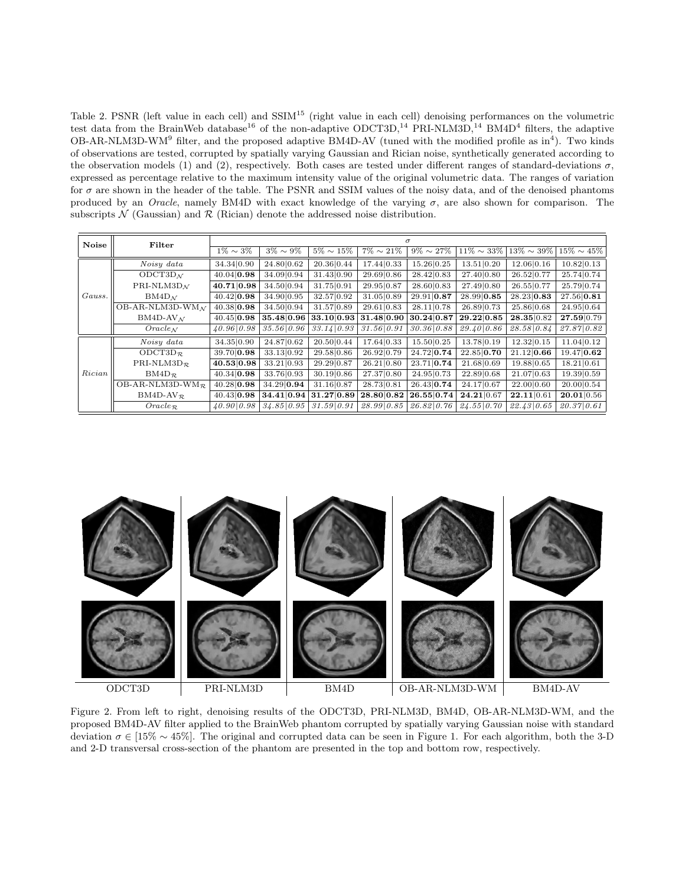Table 2. PSNR (left value in each cell) and SSIM[15] (right value in each cell) denoising performances on the volumetric test data from the BrainWeb database[16] of the non-adaptive ODCT3D,[14] PRI-NLM3D,[14] BM4D[4] filters, the adaptive OB-AR-NLM3D-WM[9] filter, and the proposed adaptive BM4D-AV (tuned with the modified profile as in[4]). Two kinds of observations are tested, corrupted by spatially varying Gaussian and Rician noise, synthetically generated according to the observation models (1) and (2), respectively. Both cases are tested under different ranges of standard-deviations $\sigma$, expressed as percentage relative to the maximum intensity value of the original volumetric data. The ranges of variation for $\sigma$ are shown in the header of the table. The PSNR and SSIM values of the noisy data, and of the denoised phantoms produced by an *Oracle*, namely BM4D with exact knowledge of the varying $\sigma$, are also shown for comparison. The subscripts $\mathcal{N}$ (Gaussian) and $\mathcal{R}$ (Rician) denote the addressed noise distribution.

| **Noise** | **Filter** | $\sigma$ | | | | | | | |
|---|---|---|---|---|---|---|---|---|---|
| | | $1\% \sim 3\%$ | $3\% \sim 9\%$ | $5\% \sim 15\%$ | $7\% \sim 21\%$ | $9\% \sim 27\%$ | $11\% \sim 33\%$ | $13\% \sim 39\%$ | $15\% \sim 45\%$ |
| *Gauss.* | *Noisy data* | 34.34\|0.90 | 24.80\|0.62 | 20.36\|0.44 | 17.44\|0.33 | 15.26\|0.25 | 13.51\|0.20 | 12.06\|0.16 | 10.82\|0.13 |
| | ODCT3D$_{\mathcal{N}}$ | 40.04\|**0.98** | 34.09\|0.94 | 31.43\|0.90 | 29.69\|0.86 | 28.42\|0.83 | 27.40\|0.80 | 26.52\|0.77 | 25.74\|0.74 |
| | PRI-NLM3D$_{\mathcal{N}}$ | **40.71**\|**0.98** | 34.50\|0.94 | 31.75\|0.91 | 29.95\|0.87 | 28.60\|0.83 | 27.49\|0.80 | 26.55\|0.77 | 25.79\|0.74 |
| | BM4D$_{\mathcal{N}}$ | 40.42\|**0.98** | 34.90\|0.95 | 32.57\|0.92 | 31.05\|0.89 | 29.91\|**0.87** | 28.99\|**0.85** | 28.23\|**0.83** | 27.56\|**0.81** |
| | OB-AR-NLM3D-WM$_{\mathcal{N}}$ | 40.38\|**0.98** | 34.50\|0.94 | 31.57\|0.89 | 29.61\|0.83 | 28.11\|0.78 | 26.89\|0.73 | 25.86\|0.68 | 24.95\|0.64 |
| | BM4D-AV$_{\mathcal{N}}$ | 40.45\|**0.98** | **35.48**\|**0.96** | **33.10**\|**0.93** | **31.48**\|**0.90** | **30.24**\|**0.87** | **29.22**\|**0.85** | **28.35**\|0.82 | **27.59**\|0.79 |
| | *Oracle*$_{\mathcal{N}}$ | *40.96\|0.98* | *35.56\|0.96* | *33.14\|0.93* | *31.56\|0.91* | *30.36\|0.88* | *29.40\|0.86* | *28.58\|0.84* | *27.87\|0.82* |
| *Rician* | *Noisy data* | 34.35\|0.90 | 24.87\|0.62 | 20.50\|0.44 | 17.64\|0.33 | 15.50\|0.25 | 13.78\|0.19 | 12.32\|0.15 | 11.04\|0.12 |
| | ODCT3D$_{\mathcal{R}}$ | 39.70\|**0.98** | 33.13\|0.92 | 29.58\|0.86 | 26.92\|0.79 | 24.72\|**0.74** | 22.85\|**0.70** | 21.12\|**0.66** | 19.47\|**0.62** |
| | PRI-NLM3D$_{\mathcal{R}}$ | **40.53**\|**0.98** | 33.21\|0.93 | 29.29\|0.87 | 26.21\|0.80 | 23.71\|**0.74** | 21.68\|0.69 | 19.88\|0.65 | 18.21\|0.61 |
| | BM4D$_{\mathcal{R}}$ | 40.34\|**0.98** | 33.76\|0.93 | 30.19\|0.86 | 27.37\|0.80 | 24.95\|0.73 | 22.89\|0.68 | 21.07\|0.63 | 19.39\|0.59 |
| | OB-AR-NLM3D-WM$_{\mathcal{R}}$ | 40.28\|**0.98** | 34.29\|**0.94** | 31.16\|0.87 | 28.73\|0.81 | 26.43\|**0.74** | 24.17\|0.67 | 22.00\|0.60 | 20.00\|0.54 |
| | BM4D-AV$_{\mathcal{R}}$ | 40.43\|**0.98** | **34.41**\|**0.94** | **31.27**\|**0.89** | **28.80**\|**0.82** | **26.55**\|**0.74** | **24.21**\|0.67 | **22.11**\|0.61 | **20.01**\|0.56 |
| | *Oracle*$_{\mathcal{R}}$ | *40.90\|0.98* | *34.85\|0.95* | *31.59\|0.91* | *28.99\|0.85* | *26.82\|0.76* | *24.55\|0.70* | *22.43\|0.65* | *20.37\|0.61* |

| ODCT3D | PRI-NLM3D | BM4D | OB-AR-NLM3D-WM | BM4D-AV |
|---|---|---|---|---|

Figure 2. From left to right, denoising results of the ODCT3D, PRI-NLM3D, BM4D, OB-AR-NLM3D-WM, and the proposed BM4D-AV filter applied to the BrainWeb phantom corrupted by spatially varying Gaussian noise with standard deviation $\sigma \in [15\% \sim 45\%]$. The original and corrupted data can be seen in Figure 1. For each algorithm, both the 3-D and 2-D transversal cross-section of the phantom are presented in the top and bottom row, respectively.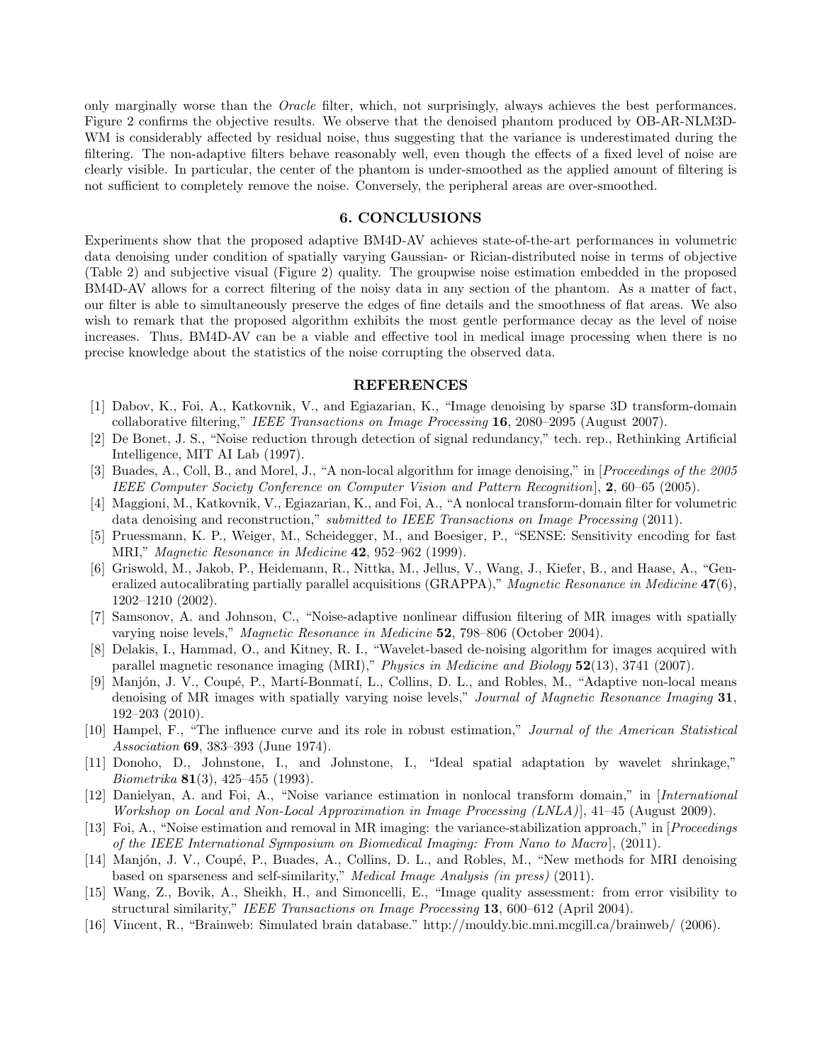only marginally worse than the *Oracle* filter, which, not surprisingly, always achieves the best performances. Figure 2 confirms the objective results. We observe that the denoised phantom produced by OB-AR-NLM3D-WM is considerably affected by residual noise, thus suggesting that the variance is underestimated during the filtering. The non-adaptive filters behave reasonably well, even though the effects of a fixed level of noise are clearly visible. In particular, the center of the phantom is under-smoothed as the applied amount of filtering is not sufficient to completely remove the noise. Conversely, the peripheral areas are over-smoothed.

## 6. CONCLUSIONS

Experiments show that the proposed adaptive BM4D-AV achieves state-of-the-art performances in volumetric data denoising under condition of spatially varying Gaussian- or Rician-distributed noise in terms of objective (Table 2) and subjective visual (Figure 2) quality. The groupwise noise estimation embedded in the proposed BM4D-AV allows for a correct filtering of the noisy data in any section of the phantom. As a matter of fact, our filter is able to simultaneously preserve the edges of fine details and the smoothness of flat areas. We also wish to remark that the proposed algorithm exhibits the most gentle performance decay as the level of noise increases. Thus, BM4D-AV can be a viable and effective tool in medical image processing when there is no precise knowledge about the statistics of the noise corrupting the observed data.

## REFERENCES

[1] Dabov, K., Foi, A., Katkovnik, V., and Egiazarian, K., "Image denoising by sparse 3D transform-domain collaborative filtering," *IEEE Transactions on Image Processing* **16**, 2080–2095 (August 2007).

[2] De Bonet, J. S., "Noise reduction through detection of signal redundancy," tech. rep., Rethinking Artificial Intelligence, MIT AI Lab (1997).

[3] Buades, A., Coll, B., and Morel, J., "A non-local algorithm for image denoising," in [*Proceedings of the 2005 IEEE Computer Society Conference on Computer Vision and Pattern Recognition*], **2**, 60–65 (2005).

[4] Maggioni, M., Katkovnik, V., Egiazarian, K., and Foi, A., "A nonlocal transform-domain filter for volumetric data denoising and reconstruction," *submitted to IEEE Transactions on Image Processing* (2011).

[5] Pruessmann, K. P., Weiger, M., Scheidegger, M., and Boesiger, P., "SENSE: Sensitivity encoding for fast MRI," *Magnetic Resonance in Medicine* **42**, 952–962 (1999).

[6] Griswold, M., Jakob, P., Heidemann, R., Nittka, M., Jellus, V., Wang, J., Kiefer, B., and Haase, A., "Generalized autocalibrating partially parallel acquisitions (GRAPPA)," *Magnetic Resonance in Medicine* **47**(6), 1202–1210 (2002).

[7] Samsonov, A. and Johnson, C., "Noise-adaptive nonlinear diffusion filtering of MR images with spatially varying noise levels," *Magnetic Resonance in Medicine* **52**, 798–806 (October 2004).

[8] Delakis, I., Hammad, O., and Kitney, R. I., "Wavelet-based de-noising algorithm for images acquired with parallel magnetic resonance imaging (MRI)," *Physics in Medicine and Biology* **52**(13), 3741 (2007).

[9] Manjón, J. V., Coupé, P., Martí-Bonmatí, L., Collins, D. L., and Robles, M., "Adaptive non-local means denoising of MR images with spatially varying noise levels," *Journal of Magnetic Resonance Imaging* **31**, 192–203 (2010).

[10] Hampel, F., "The influence curve and its role in robust estimation," *Journal of the American Statistical Association* **69**, 383–393 (June 1974).

[11] Donoho, D., Johnstone, I., and Johnstone, I., "Ideal spatial adaptation by wavelet shrinkage," *Biometrika* **81**(3), 425–455 (1993).

[12] Danielyan, A. and Foi, A., "Noise variance estimation in nonlocal transform domain," in [*International Workshop on Local and Non-Local Approximation in Image Processing (LNLA)*], 41–45 (August 2009).

[13] Foi, A., "Noise estimation and removal in MR imaging: the variance-stabilization approach," in [*Proceedings of the IEEE International Symposium on Biomedical Imaging: From Nano to Macro*], (2011).

[14] Manjón, J. V., Coupé, P., Buades, A., Collins, D. L., and Robles, M., "New methods for MRI denoising based on sparseness and self-similarity," *Medical Image Analysis (in press)* (2011).

[15] Wang, Z., Bovik, A., Sheikh, H., and Simoncelli, E., "Image quality assessment: from error visibility to structural similarity," *IEEE Transactions on Image Processing* **13**, 600–612 (April 2004).

[16] Vincent, R., "Brainweb: Simulated brain database." http://mouldy.bic.mni.mcgill.ca/brainweb/ (2006).